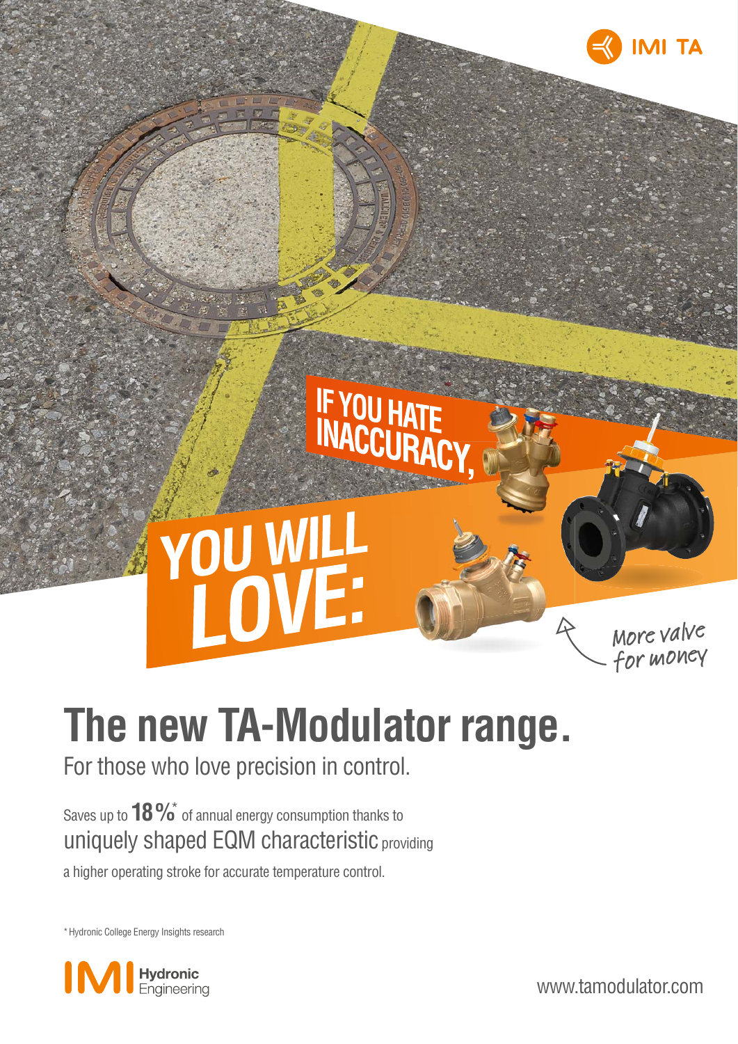IMI TA

IF YOU HATE INACCURACY,

YOU WILL LOVE:

More valve for money

# The new TA-Modulator range.

For those who love precision in control.

Saves up to **18 %*** of annual energy consumption thanks to uniquely shaped EQM characteristic providing a higher operating stroke for accurate temperature control.

\* Hydronic College Energy Insights research

IMI Hydronic Engineering

www.tamodulator.com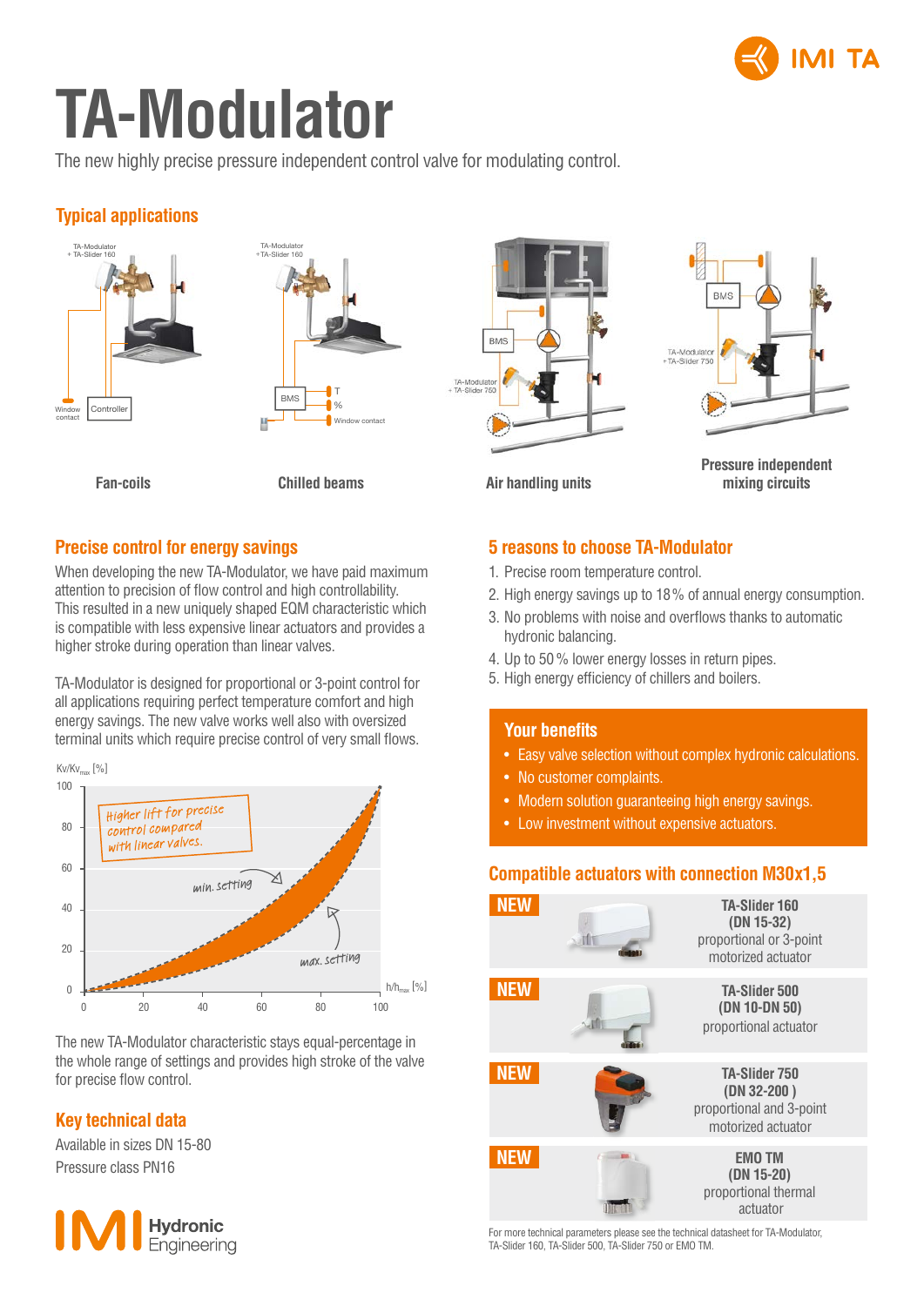# TA-Modulator

The new highly precise pressure independent control valve for modulating control.

## Typical applications

TA-Modulator + TA-Slider 160

Window contact

Controller

TA-Modulator +TA-Slider 160

BMS

T

%

Window contact

BMS

TA-Modulator + TA-Slider 750

BMS

TA-Modulator +TA-Slider 750

Fan-coils

Chilled beams

Air handling units

Pressure independent mixing circuits

## Precise control for energy savings

When developing the new TA-Modulator, we have paid maximum attention to precision of flow control and high controllability. This resulted in a new uniquely shaped EQM characteristic which is compatible with less expensive linear actuators and provides a higher stroke during operation than linear valves.

TA-Modulator is designed for proportional or 3-point control for all applications requiring perfect temperature comfort and high energy savings. The new valve works well also with oversized terminal units which require precise control of very small flows.

$Kv/Kv_{max}$ [%]

100

80

60

40

20

0

Higher lift for precise control compared with linear valves.

min. setting

max. setting

0 20 40 60 80 100

$h/h_{max}$ [%]

The new TA-Modulator characteristic stays equal-percentage in the whole range of settings and provides high stroke of the valve for precise flow control.

## Key technical data

Available in sizes DN 15-80

Pressure class PN16

## 5 reasons to choose TA-Modulator

1. Precise room temperature control.
2. High energy savings up to 18 % of annual energy consumption.
3. No problems with noise and overflows thanks to automatic hydronic balancing.
4. Up to 50 % lower energy losses in return pipes.
5. High energy efficiency of chillers and boilers.

## Your benefits

- Easy valve selection without complex hydronic calculations.
- No customer complaints.
- Modern solution guaranteeing high energy savings.
- Low investment without expensive actuators.

## Compatible actuators with connection M30x1,5

| | |
|---|---|
| NEW | **TA-Slider 160 (DN 15-32)** proportional or 3-point motorized actuator |
| NEW | **TA-Slider 500 (DN 10-DN 50)** proportional actuator |
| NEW | **TA-Slider 750 (DN 32-200 )** proportional and 3-point motorized actuator |
| NEW | **EMO TM (DN 15-20)** proportional thermal actuator |

For more technical parameters please see the technical datasheet for TA-Modulator, TA-Slider 160, TA-Slider 500, TA-Slider 750 or EMO TM.

IMI Hydronic Engineering